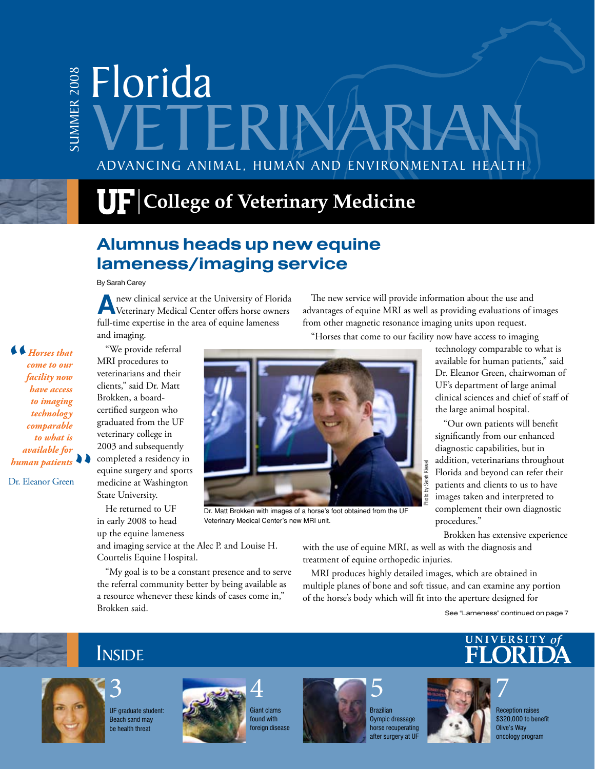SUMMER 2008

# Florida VETERINARIAN

ADVANCING ANIMAL, HUMAN AND ENVIRONMENTAL HEALTH

UF | College of Veterinary Medicine

## Alumnus heads up new equine lameness/imaging service

By Sarah Carey

A new clinical service at the University of Florida Veterinary Medical Center offers horse owners full-time expertise in the area of equine lameness and imaging.

"We provide referral MRI procedures to veterinarians and their clients," said Dr. Matt Brokken, a board-certified surgeon who graduated from the UF veterinary college in 2003 and subsequently completed a residency in equine surgery and sports medicine at Washington State University.

He returned to UF in early 2008 to head up the equine lameness and imaging service at the Alec P. and Louise H. Courtelis Equine Hospital.

"My goal is to be a constant presence and to serve the referral community better by being available as a resource whenever these kinds of cases come in," Brokken said.

> *"Horses that come to our facility now have access to imaging technology comparable to what is available for human patients"*
>
> Dr. Eleanor Green

Dr. Matt Brokken with images of a horse's foot obtained from the UF Veterinary Medical Center's new MRI unit.

Photo by Sarah Kiewel

The new service will provide information about the use and advantages of equine MRI as well as providing evaluations of images from other magnetic resonance imaging units upon request.

"Horses that come to our facility now have access to imaging technology comparable to what is available for human patients," said Dr. Eleanor Green, chairwoman of UF's department of large animal clinical sciences and chief of staff of the large animal hospital.

"Our own patients will benefit significantly from our enhanced diagnostic capabilities, but in addition, veterinarians throughout Florida and beyond can refer their patients and clients to us to have images taken and interpreted to complement their own diagnostic procedures."

Brokken has extensive experience with the use of equine MRI, as well as with the diagnosis and treatment of equine orthopedic injuries.

MRI produces highly detailed images, which are obtained in multiple planes of bone and soft tissue, and can examine any portion of the horse's body which will fit into the aperture designed for

See "Lameness" continued on page 7

## INSIDE

UNIVERSITY of FLORIDA

- **3** UF graduate student: Beach sand may be health threat
- **4** Giant clams found with foreign disease
- **5** Brazilian Oympic dressage horse recuperating after surgery at UF
- **7** Reception raises $320,000 to benefit Olive's Way oncology program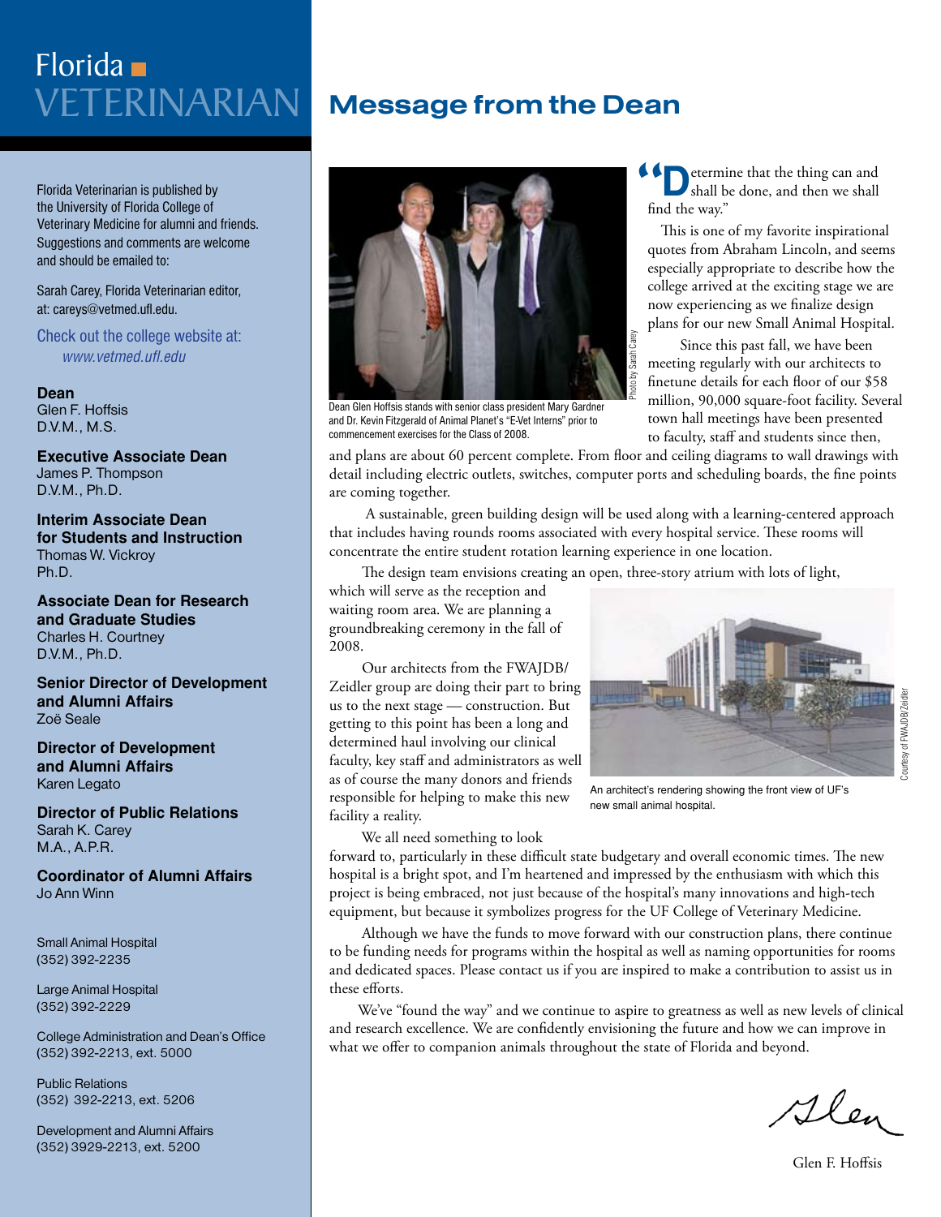# Florida VETERINARIAN

Florida Veterinarian is published by the University of Florida College of Veterinary Medicine for alumni and friends. Suggestions and comments are welcome and should be emailed to:

Sarah Carey, Florida Veterinarian editor, at: careys@vetmed.ufl.edu.

Check out the college website at: *www.vetmed.ufl.edu*

**Dean**
Glen F. Hoffsis
D.V.M., M.S.

**Executive Associate Dean**
James P. Thompson
D.V.M., Ph.D.

**Interim Associate Dean for Students and Instruction**
Thomas W. Vickroy
Ph.D.

**Associate Dean for Research and Graduate Studies**
Charles H. Courtney
D.V.M., Ph.D.

**Senior Director of Development and Alumni Affairs**
Zoë Seale

**Director of Development and Alumni Affairs**
Karen Legato

**Director of Public Relations**
Sarah K. Carey
M.A., A.P.R.

**Coordinator of Alumni Affairs**
Jo Ann Winn

Small Animal Hospital
(352) 392-2235

Large Animal Hospital
(352) 392-2229

College Administration and Dean's Office
(352) 392-2213, ext. 5000

Public Relations
(352) 392-2213, ext. 5206

Development and Alumni Affairs
(352) 3929-2213, ext. 5200

# Message from the Dean

Photo by Sarah Carey

Dean Glen Hoffsis stands with senior class president Mary Gardner and Dr. Kevin Fitzgerald of Animal Planet's "E-Vet Interns" prior to commencement exercises for the Class of 2008.

"Determine that the thing can and shall be done, and then we shall find the way."

This is one of my favorite inspirational quotes from Abraham Lincoln, and seems especially appropriate to describe how the college arrived at the exciting stage we are now experiencing as we finalize design plans for our new Small Animal Hospital.

Since this past fall, we have been meeting regularly with our architects to finetune details for each floor of our $58 million, 90,000 square-foot facility. Several town hall meetings have been presented to faculty, staff and students since then, and plans are about 60 percent complete. From floor and ceiling diagrams to wall drawings with detail including electric outlets, switches, computer ports and scheduling boards, the fine points are coming together.

A sustainable, green building design will be used along with a learning-centered approach that includes having rounds rooms associated with every hospital service. These rooms will concentrate the entire student rotation learning experience in one location.

The design team envisions creating an open, three-story atrium with lots of light, which will serve as the reception and waiting room area. We are planning a groundbreaking ceremony in the fall of 2008.

Our architects from the FWAJDB/Zeidler group are doing their part to bring us to the next stage — construction. But getting to this point has been a long and determined haul involving our clinical faculty, key staff and administrators as well as of course the many donors and friends responsible for helping to make this new facility a reality.

Courtesy of FWAJDB/Zeidler

An architect's rendering showing the front view of UF's new small animal hospital.

We all need something to look forward to, particularly in these difficult state budgetary and overall economic times. The new hospital is a bright spot, and I'm heartened and impressed by the enthusiasm with which this project is being embraced, not just because of the hospital's many innovations and high-tech equipment, but because it symbolizes progress for the UF College of Veterinary Medicine.

Although we have the funds to move forward with our construction plans, there continue to be funding needs for programs within the hospital as well as naming opportunities for rooms and dedicated spaces. Please contact us if you are inspired to make a contribution to assist us in these efforts.

We've "found the way" and we continue to aspire to greatness as well as new levels of clinical and research excellence. We are confidently envisioning the future and how we can improve in what we offer to companion animals throughout the state of Florida and beyond.

Glen

Glen F. Hoffsis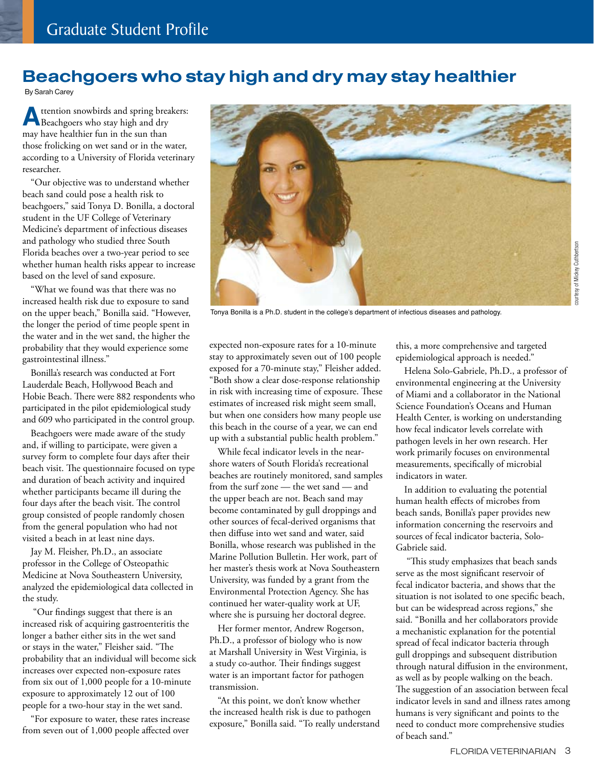Graduate Student Profile

# Beachgoers who stay high and dry may stay healthier

By Sarah Carey

Attention snowbirds and spring breakers: Beachgoers who stay high and dry may have healthier fun in the sun than those frolicking on wet sand or in the water, according to a University of Florida veterinary researcher.

"Our objective was to understand whether beach sand could pose a health risk to beachgoers," said Tonya D. Bonilla, a doctoral student in the UF College of Veterinary Medicine's department of infectious diseases and pathology who studied three South Florida beaches over a two-year period to see whether human health risks appear to increase based on the level of sand exposure.

"What we found was that there was no increased health risk due to exposure to sand on the upper beach," Bonilla said. "However, the longer the period of time people spent in the water and in the wet sand, the higher the probability that they would experience some gastrointestinal illness."

Bonilla's research was conducted at Fort Lauderdale Beach, Hollywood Beach and Hobie Beach. There were 882 respondents who participated in the pilot epidemiological study and 609 who participated in the control group.

Beachgoers were made aware of the study and, if willing to participate, were given a survey form to complete four days after their beach visit. The questionnaire focused on type and duration of beach activity and inquired whether participants became ill during the four days after the beach visit. The control group consisted of people randomly chosen from the general population who had not visited a beach in at least nine days.

Jay M. Fleisher, Ph.D., an associate professor in the College of Osteopathic Medicine at Nova Southeastern University, analyzed the epidemiological data collected in the study.

"Our findings suggest that there is an increased risk of acquiring gastroenteritis the longer a bather either sits in the wet sand or stays in the water," Fleisher said. "The probability that an individual will become sick increases over expected non-exposure rates from six out of 1,000 people for a 10-minute exposure to approximately 12 out of 100 people for a two-hour stay in the wet sand.

"For exposure to water, these rates increase from seven out of 1,000 people affected over expected non-exposure rates for a 10-minute stay to approximately seven out of 100 people exposed for a 70-minute stay," Fleisher added. "Both show a clear dose-response relationship in risk with increasing time of exposure. These estimates of increased risk might seem small, but when one considers how many people use this beach in the course of a year, we can end up with a substantial public health problem."

Tonya Bonilla is a Ph.D. student in the college's department of infectious diseases and pathology.

courtesy of Mickey Cuthbertson

While fecal indicator levels in the near-shore waters of South Florida's recreational beaches are routinely monitored, sand samples from the surf zone — the wet sand — and the upper beach are not. Beach sand may become contaminated by gull droppings and other sources of fecal-derived organisms that then diffuse into wet sand and water, said Bonilla, whose research was published in the Marine Pollution Bulletin. Her work, part of her master's thesis work at Nova Southeastern University, was funded by a grant from the Environmental Protection Agency. She has continued her water-quality work at UF, where she is pursuing her doctoral degree.

Her former mentor, Andrew Rogerson, Ph.D., a professor of biology who is now at Marshall University in West Virginia, is a study co-author. Their findings suggest water is an important factor for pathogen transmission.

"At this point, we don't know whether the increased health risk is due to pathogen exposure," Bonilla said. "To really understand this, a more comprehensive and targeted epidemiological approach is needed."

Helena Solo-Gabriele, Ph.D., a professor of environmental engineering at the University of Miami and a collaborator in the National Science Foundation's Oceans and Human Health Center, is working on understanding how fecal indicator levels correlate with pathogen levels in her own research. Her work primarily focuses on environmental measurements, specifically of microbial indicators in water.

In addition to evaluating the potential human health effects of microbes from beach sands, Bonilla's paper provides new information concerning the reservoirs and sources of fecal indicator bacteria, Solo-Gabriele said.

"This study emphasizes that beach sands serve as the most significant reservoir of fecal indicator bacteria, and shows that the situation is not isolated to one specific beach, but can be widespread across regions," she said. "Bonilla and her collaborators provide a mechanistic explanation for the potential spread of fecal indicator bacteria through gull droppings and subsequent distribution through natural diffusion in the environment, as well as by people walking on the beach. The suggestion of an association between fecal indicator levels in sand and illness rates among humans is very significant and points to the need to conduct more comprehensive studies of beach sand."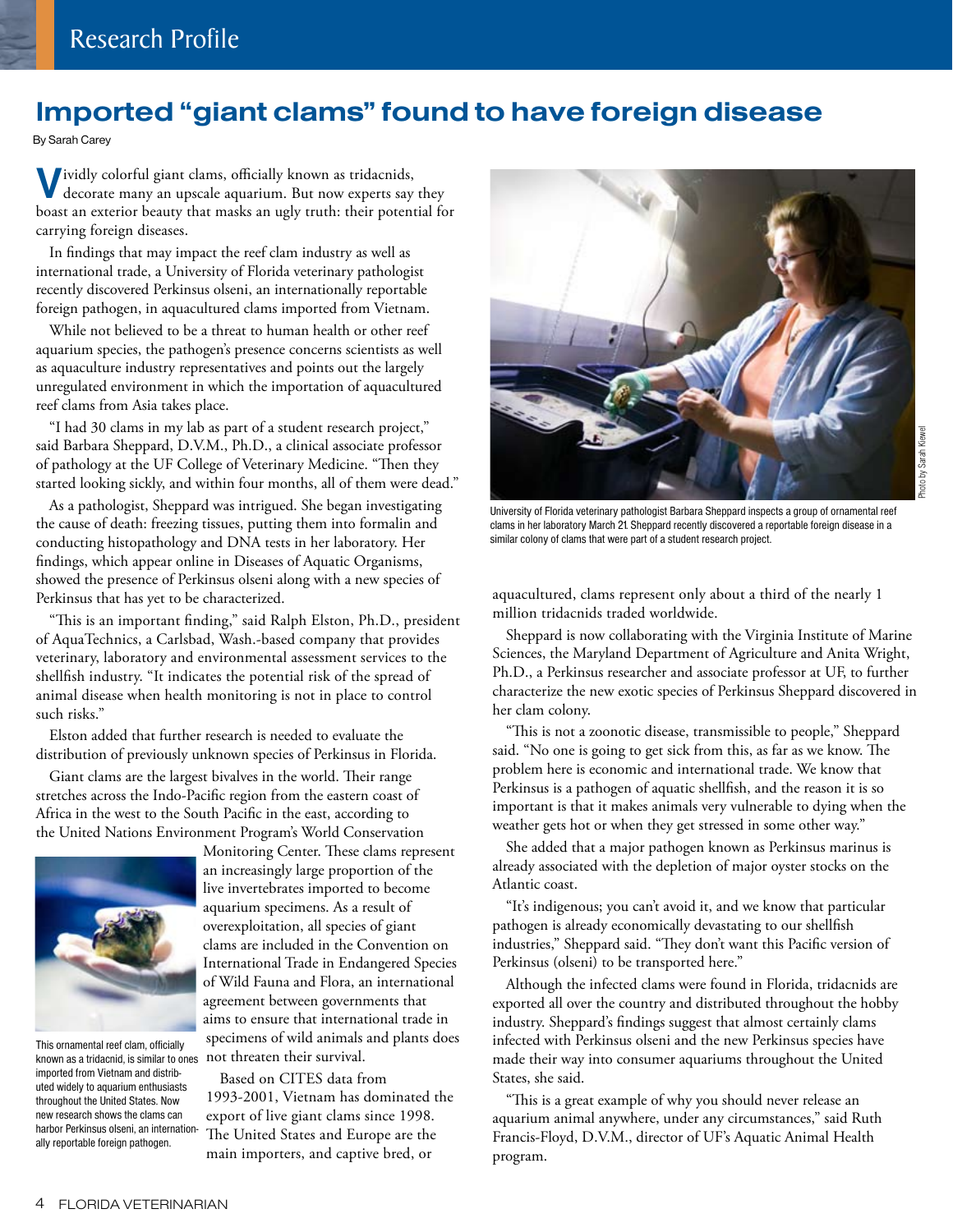# Imported "giant clams" found to have foreign disease

By Sarah Carey

Vividly colorful giant clams, officially known as tridacnids, decorate many an upscale aquarium. But now experts say they boast an exterior beauty that masks an ugly truth: their potential for carrying foreign diseases.

In findings that may impact the reef clam industry as well as international trade, a University of Florida veterinary pathologist recently discovered Perkinsus olseni, an internationally reportable foreign pathogen, in aquacultured clams imported from Vietnam.

While not believed to be a threat to human health or other reef aquarium species, the pathogen's presence concerns scientists as well as aquaculture industry representatives and points out the largely unregulated environment in which the importation of aquacultured reef clams from Asia takes place.

"I had 30 clams in my lab as part of a student research project," said Barbara Sheppard, D.V.M., Ph.D., a clinical associate professor of pathology at the UF College of Veterinary Medicine. "Then they started looking sickly, and within four months, all of them were dead."

As a pathologist, Sheppard was intrigued. She began investigating the cause of death: freezing tissues, putting them into formalin and conducting histopathology and DNA tests in her laboratory. Her findings, which appear online in Diseases of Aquatic Organisms, showed the presence of Perkinsus olseni along with a new species of Perkinsus that has yet to be characterized.

"This is an important finding," said Ralph Elston, Ph.D., president of AquaTechnics, a Carlsbad, Wash.-based company that provides veterinary, laboratory and environmental assessment services to the shellfish industry. "It indicates the potential risk of the spread of animal disease when health monitoring is not in place to control such risks."

Elston added that further research is needed to evaluate the distribution of previously unknown species of Perkinsus in Florida.

Giant clams are the largest bivalves in the world. Their range stretches across the Indo-Pacific region from the eastern coast of Africa in the west to the South Pacific in the east, according to the United Nations Environment Program's World Conservation Monitoring Center. These clams represent an increasingly large proportion of the live invertebrates imported to become aquarium specimens. As a result of overexploitation, all species of giant clams are included in the Convention on International Trade in Endangered Species of Wild Fauna and Flora, an international agreement between governments that aims to ensure that international trade in specimens of wild animals and plants does not threaten their survival.

This ornamental reef clam, officially known as a tridacnid, is similar to ones imported from Vietnam and distributed widely to aquarium enthusiasts throughout the United States. Now new research shows the clams can harbor Perkinsus olseni, an internationally reportable foreign pathogen.

Based on CITES data from 1993-2001, Vietnam has dominated the export of live giant clams since 1998. The United States and Europe are the main importers, and captive bred, or aquacultured, clams represent only about a third of the nearly 1 million tridacnids traded worldwide.

University of Florida veterinary pathologist Barbara Sheppard inspects a group of ornamental reef clams in her laboratory March 21. Sheppard recently discovered a reportable foreign disease in a similar colony of clams that were part of a student research project.

Photo by Sarah Kiewel

Sheppard is now collaborating with the Virginia Institute of Marine Sciences, the Maryland Department of Agriculture and Anita Wright, Ph.D., a Perkinsus researcher and associate professor at UF, to further characterize the new exotic species of Perkinsus Sheppard discovered in her clam colony.

"This is not a zoonotic disease, transmissible to people," Sheppard said. "No one is going to get sick from this, as far as we know. The problem here is economic and international trade. We know that Perkinsus is a pathogen of aquatic shellfish, and the reason it is so important is that it makes animals very vulnerable to dying when the weather gets hot or when they get stressed in some other way."

She added that a major pathogen known as Perkinsus marinus is already associated with the depletion of major oyster stocks on the Atlantic coast.

"It's indigenous; you can't avoid it, and we know that particular pathogen is already economically devastating to our shellfish industries," Sheppard said. "They don't want this Pacific version of Perkinsus (olseni) to be transported here."

Although the infected clams were found in Florida, tridacnids are exported all over the country and distributed throughout the hobby industry. Sheppard's findings suggest that almost certainly clams infected with Perkinsus olseni and the new Perkinsus species have made their way into consumer aquariums throughout the United States, she said.

"This is a great example of why you should never release an aquarium animal anywhere, under any circumstances," said Ruth Francis-Floyd, D.V.M., director of UF's Aquatic Animal Health program.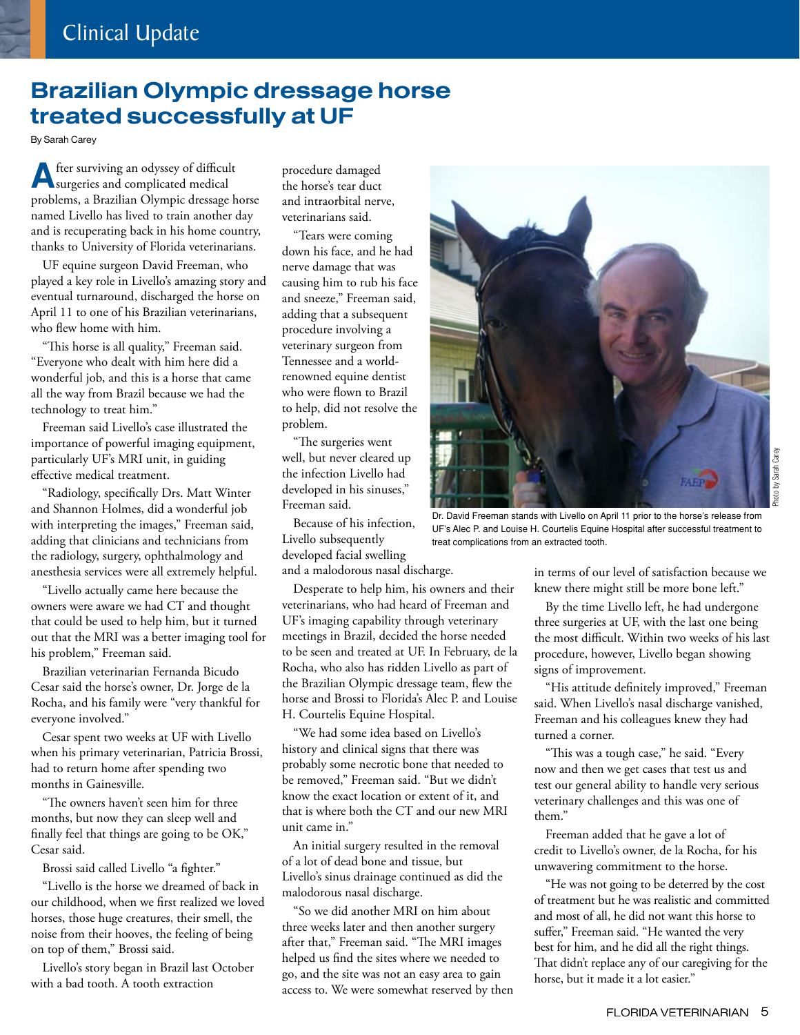# Brazilian Olympic dressage horse treated successfully at UF

By Sarah Carey

After surviving an odyssey of difficult surgeries and complicated medical problems, a Brazilian Olympic dressage horse named Livello has lived to train another day and is recuperating back in his home country, thanks to University of Florida veterinarians.

UF equine surgeon David Freeman, who played a key role in Livello's amazing story and eventual turnaround, discharged the horse on April 11 to one of his Brazilian veterinarians, who flew home with him.

"This horse is all quality," Freeman said. "Everyone who dealt with him here did a wonderful job, and this is a horse that came all the way from Brazil because we had the technology to treat him."

Freeman said Livello's case illustrated the importance of powerful imaging equipment, particularly UF's MRI unit, in guiding effective medical treatment.

"Radiology, specifically Drs. Matt Winter and Shannon Holmes, did a wonderful job with interpreting the images," Freeman said, adding that clinicians and technicians from the radiology, surgery, ophthalmology and anesthesia services were all extremely helpful.

"Livello actually came here because the owners were aware we had CT and thought that could be used to help him, but it turned out that the MRI was a better imaging tool for his problem," Freeman said.

Brazilian veterinarian Fernanda Bicudo Cesar said the horse's owner, Dr. Jorge de la Rocha, and his family were "very thankful for everyone involved."

Cesar spent two weeks at UF with Livello when his primary veterinarian, Patricia Brossi, had to return home after spending two months in Gainesville.

"The owners haven't seen him for three months, but now they can sleep well and finally feel that things are going to be OK," Cesar said.

Brossi said called Livello "a fighter."

"Livello is the horse we dreamed of back in our childhood, when we first realized we loved horses, those huge creatures, their smell, the noise from their hooves, the feeling of being on top of them," Brossi said.

Livello's story began in Brazil last October with a bad tooth. A tooth extraction procedure damaged the horse's tear duct and intraorbital nerve, veterinarians said.

"Tears were coming down his face, and he had nerve damage that was causing him to rub his face and sneeze," Freeman said, adding that a subsequent procedure involving a veterinary surgeon from Tennessee and a world-renowned equine dentist who were flown to Brazil to help, did not resolve the problem.

"The surgeries went well, but never cleared up the infection Livello had developed in his sinuses," Freeman said.

Because of his infection, Livello subsequently developed facial swelling and a malodorous nasal discharge.

Dr. David Freeman stands with Livello on April 11 prior to the horse's release from UF's Alec P. and Louise H. Courtelis Equine Hospital after successful treatment to treat complications from an extracted tooth.

Photo by Sarah Carey

Desperate to help him, his owners and their veterinarians, who had heard of Freeman and UF's imaging capability through veterinary meetings in Brazil, decided the horse needed to be seen and treated at UF. In February, de la Rocha, who also has ridden Livello as part of the Brazilian Olympic dressage team, flew the horse and Brossi to Florida's Alec P. and Louise H. Courtelis Equine Hospital.

"We had some idea based on Livello's history and clinical signs that there was probably some necrotic bone that needed to be removed," Freeman said. "But we didn't know the exact location or extent of it, and that is where both the CT and our new MRI unit came in."

An initial surgery resulted in the removal of a lot of dead bone and tissue, but Livello's sinus drainage continued as did the malodorous nasal discharge.

"So we did another MRI on him about three weeks later and then another surgery after that," Freeman said. "The MRI images helped us find the sites where we needed to go, and the site was not an easy area to gain access to. We were somewhat reserved by then in terms of our level of satisfaction because we knew there might still be more bone left."

By the time Livello left, he had undergone three surgeries at UF, with the last one being the most difficult. Within two weeks of his last procedure, however, Livello began showing signs of improvement.

"His attitude definitely improved," Freeman said. When Livello's nasal discharge vanished, Freeman and his colleagues knew they had turned a corner.

"This was a tough case," he said. "Every now and then we get cases that test us and test our general ability to handle very serious veterinary challenges and this was one of them."

Freeman added that he gave a lot of credit to Livello's owner, de la Rocha, for his unwavering commitment to the horse.

"He was not going to be deterred by the cost of treatment but he was realistic and committed and most of all, he did not want this horse to suffer," Freeman said. "He wanted the very best for him, and he did all the right things. That didn't replace any of our caregiving for the horse, but it made it a lot easier."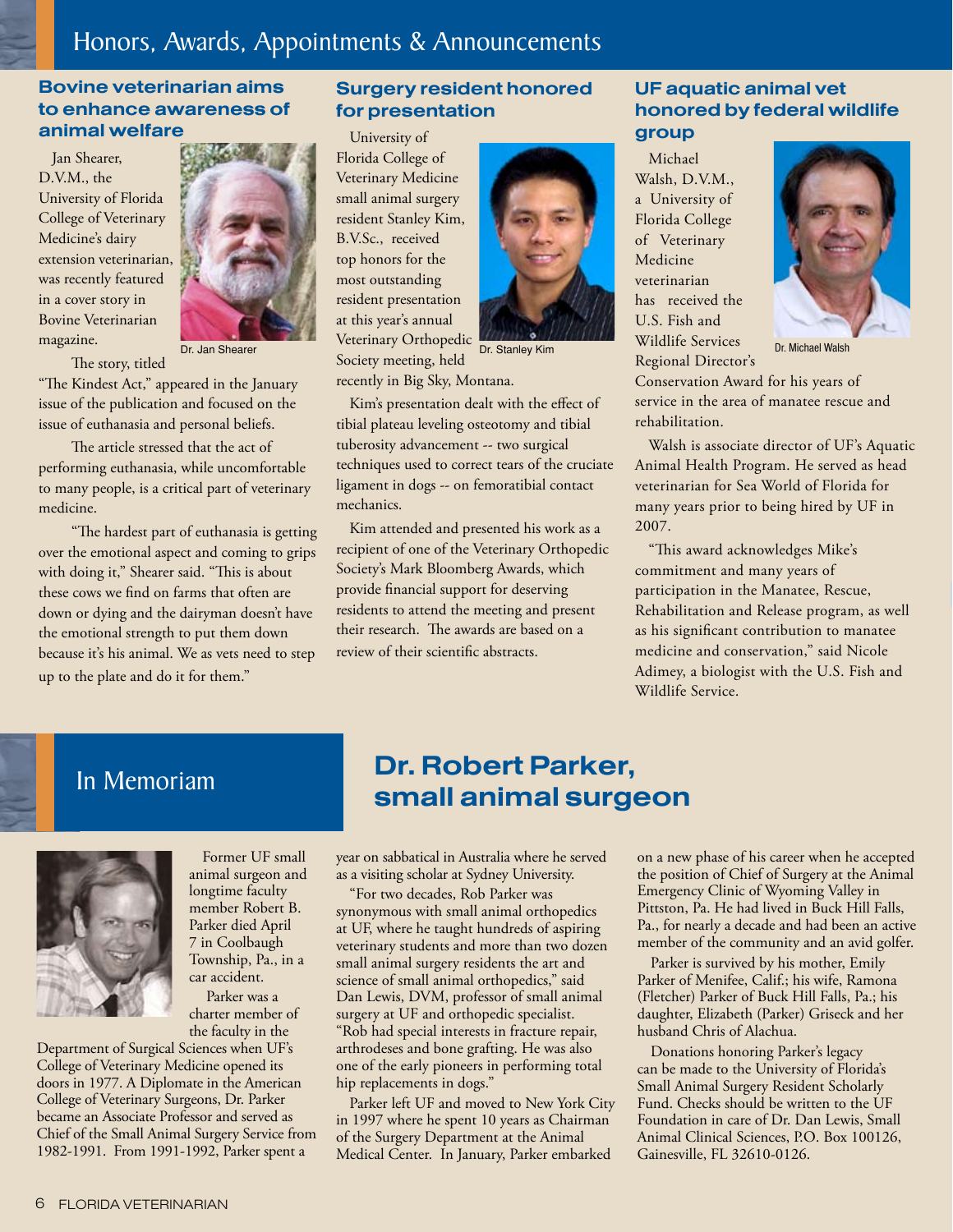# Honors, Awards, Appointments & Announcements

## Bovine veterinarian aims to enhance awareness of animal welfare

Jan Shearer, D.V.M., the University of Florida College of Veterinary Medicine's dairy extension veterinarian, was recently featured in a cover story in Bovine Veterinarian magazine.

Dr. Jan Shearer

The story, titled "The Kindest Act," appeared in the January issue of the publication and focused on the issue of euthanasia and personal beliefs.

The article stressed that the act of performing euthanasia, while uncomfortable to many people, is a critical part of veterinary medicine.

"The hardest part of euthanasia is getting over the emotional aspect and coming to grips with doing it," Shearer said. "This is about these cows we find on farms that often are down or dying and the dairyman doesn't have the emotional strength to put them down because it's his animal. We as vets need to step up to the plate and do it for them."

## Surgery resident honored for presentation

University of Florida College of Veterinary Medicine small animal surgery resident Stanley Kim, B.V.Sc., received top honors for the most outstanding resident presentation at this year's annual Veterinary Orthopedic Society meeting, held recently in Big Sky, Montana.

Dr. Stanley Kim

Kim's presentation dealt with the effect of tibial plateau leveling osteotomy and tibial tuberosity advancement -- two surgical techniques used to correct tears of the cruciate ligament in dogs -- on femoratibial contact mechanics.

Kim attended and presented his work as a recipient of one of the Veterinary Orthopedic Society's Mark Bloomberg Awards, which provide financial support for deserving residents to attend the meeting and present their research. The awards are based on a review of their scientific abstracts.

## UF aquatic animal vet honored by federal wildlife group

Michael Walsh, D.V.M., a University of Florida College of Veterinary Medicine veterinarian has received the U.S. Fish and Wildlife Services Regional Director's Conservation Award for his years of service in the area of manatee rescue and rehabilitation.

Dr. Michael Walsh

Walsh is associate director of UF's Aquatic Animal Health Program. He served as head veterinarian for Sea World of Florida for many years prior to being hired by UF in 2007.

"This award acknowledges Mike's commitment and many years of participation in the Manatee, Rescue, Rehabilitation and Release program, as well as his significant contribution to manatee medicine and conservation," said Nicole Adimey, a biologist with the U.S. Fish and Wildlife Service.

# In Memoriam

## Dr. Robert Parker, small animal surgeon

Former UF small animal surgeon and longtime faculty member Robert B. Parker died April 7 in Coolbaugh Township, Pa., in a car accident.

Parker was a charter member of the faculty in the Department of Surgical Sciences when UF's College of Veterinary Medicine opened its doors in 1977. A Diplomate in the American College of Veterinary Surgeons, Dr. Parker became an Associate Professor and served as Chief of the Small Animal Surgery Service from 1982-1991. From 1991-1992, Parker spent a year on sabbatical in Australia where he served as a visiting scholar at Sydney University.

"For two decades, Rob Parker was synonymous with small animal orthopedics at UF, where he taught hundreds of aspiring veterinary students and more than two dozen small animal surgery residents the art and science of small animal orthopedics," said Dan Lewis, DVM, professor of small animal surgery at UF and orthopedic specialist. "Rob had special interests in fracture repair, arthrodeses and bone grafting. He was also one of the early pioneers in performing total hip replacements in dogs."

Parker left UF and moved to New York City in 1997 where he spent 10 years as Chairman of the Surgery Department at the Animal Medical Center. In January, Parker embarked on a new phase of his career when he accepted the position of Chief of Surgery at the Animal Emergency Clinic of Wyoming Valley in Pittston, Pa. He had lived in Buck Hill Falls, Pa., for nearly a decade and had been an active member of the community and an avid golfer.

Parker is survived by his mother, Emily Parker of Menifee, Calif.; his wife, Ramona (Fletcher) Parker of Buck Hill Falls, Pa.; his daughter, Elizabeth (Parker) Griseck and her husband Chris of Alachua.

Donations honoring Parker's legacy can be made to the University of Florida's Small Animal Surgery Resident Scholarly Fund. Checks should be written to the UF Foundation in care of Dr. Dan Lewis, Small Animal Clinical Sciences, P.O. Box 100126, Gainesville, FL 32610-0126.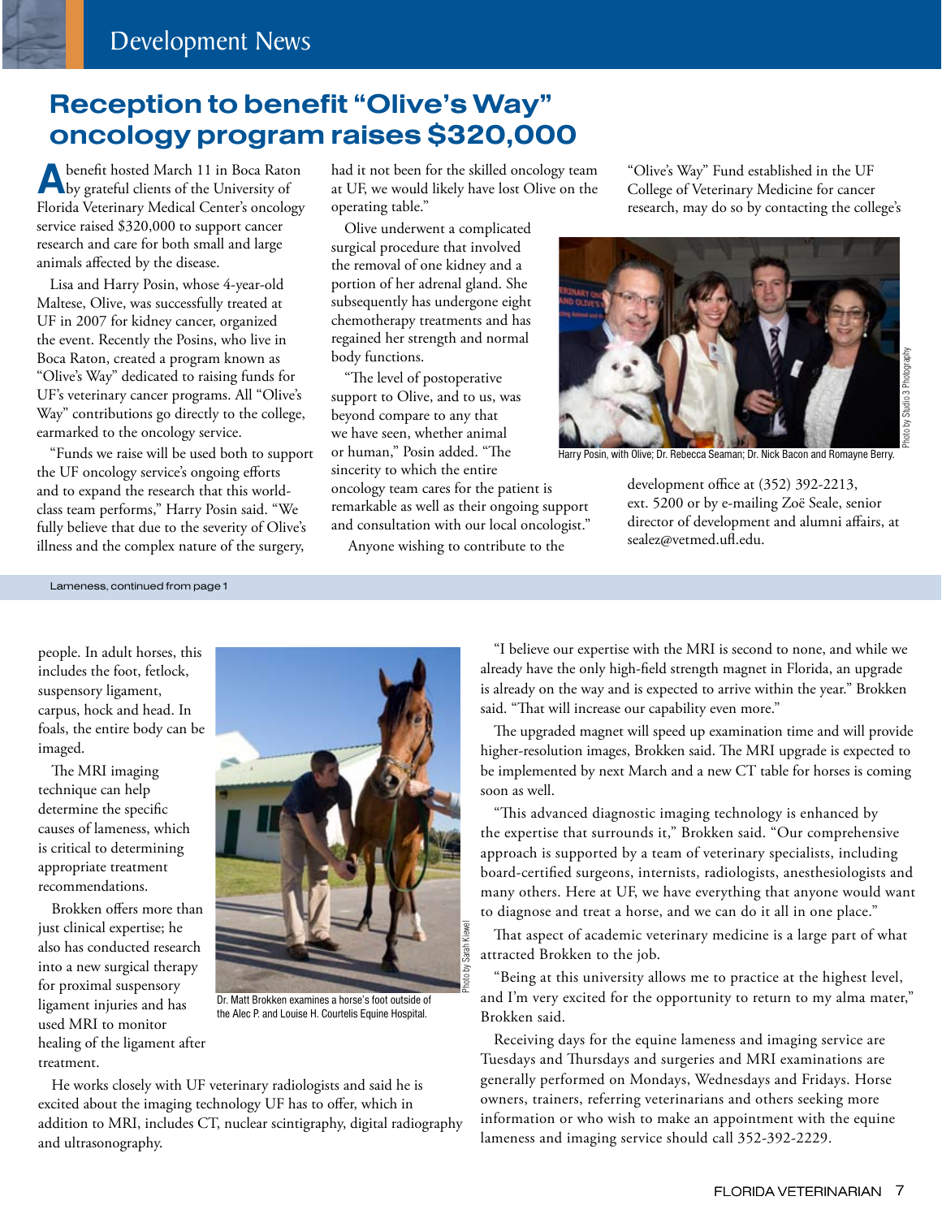## Reception to benefit "Olive's Way" oncology program raises $320,000

A benefit hosted March 11 in Boca Raton by grateful clients of the University of Florida Veterinary Medical Center's oncology service raised $320,000 to support cancer research and care for both small and large animals affected by the disease.

Lisa and Harry Posin, whose 4-year-old Maltese, Olive, was successfully treated at UF in 2007 for kidney cancer, organized the event. Recently the Posins, who live in Boca Raton, created a program known as "Olive's Way" dedicated to raising funds for UF's veterinary cancer programs. All "Olive's Way" contributions go directly to the college, earmarked to the oncology service.

"Funds we raise will be used both to support the UF oncology service's ongoing efforts and to expand the research that this world-class team performs," Harry Posin said. "We fully believe that due to the severity of Olive's illness and the complex nature of the surgery, had it not been for the skilled oncology team at UF, we would likely have lost Olive on the operating table."

Olive underwent a complicated surgical procedure that involved the removal of one kidney and a portion of her adrenal gland. She subsequently has undergone eight chemotherapy treatments and has regained her strength and normal body functions.

"The level of postoperative support to Olive, and to us, was beyond compare to any that we have seen, whether animal or human," Posin added. "The sincerity to which the entire oncology team cares for the patient is remarkable as well as their ongoing support and consultation with our local oncologist."

Anyone wishing to contribute to the "Olive's Way" Fund established in the UF College of Veterinary Medicine for cancer research, may do so by contacting the college's development office at (352) 392-2213, ext. 5200 or by e-mailing Zoë Seale, senior director of development and alumni affairs, at sealez@vetmed.ufl.edu.

Photo by Studio 3 Photography

Harry Posin, with Olive; Dr. Rebecca Seaman; Dr. Nick Bacon and Romayne Berry.

---

Lameness, continued from page 1

people. In adult horses, this includes the foot, fetlock, suspensory ligament, carpus, hock and head. In foals, the entire body can be imaged.

The MRI imaging technique can help determine the specific causes of lameness, which is critical to determining appropriate treatment recommendations.

Brokken offers more than just clinical expertise; he also has conducted research into a new surgical therapy for proximal suspensory ligament injuries and has used MRI to monitor healing of the ligament after treatment.

Photo by Sarah Kiewel

Dr. Matt Brokken examines a horse's foot outside of the Alec P. and Louise H. Courtelis Equine Hospital.

He works closely with UF veterinary radiologists and said he is excited about the imaging technology UF has to offer, which in addition to MRI, includes CT, nuclear scintigraphy, digital radiography and ultrasonography.

"I believe our expertise with the MRI is second to none, and while we already have the only high-field strength magnet in Florida, an upgrade is already on the way and is expected to arrive within the year," Brokken said. "That will increase our capability even more."

The upgraded magnet will speed up examination time and will provide higher-resolution images, Brokken said. The MRI upgrade is expected to be implemented by next March and a new CT table for horses is coming soon as well.

"This advanced diagnostic imaging technology is enhanced by the expertise that surrounds it," Brokken said. "Our comprehensive approach is supported by a team of veterinary specialists, including board-certified surgeons, internists, radiologists, anesthesiologists and many others. Here at UF, we have everything that anyone would want to diagnose and treat a horse, and we can do it all in one place."

That aspect of academic veterinary medicine is a large part of what attracted Brokken to the job.

"Being at this university allows me to practice at the highest level, and I'm very excited for the opportunity to return to my alma mater," Brokken said.

Receiving days for the equine lameness and imaging service are Tuesdays and Thursdays and surgeries and MRI examinations are generally performed on Mondays, Wednesdays and Fridays. Horse owners, trainers, referring veterinarians and others seeking more information or who wish to make an appointment with the equine lameness and imaging service should call 352-392-2229.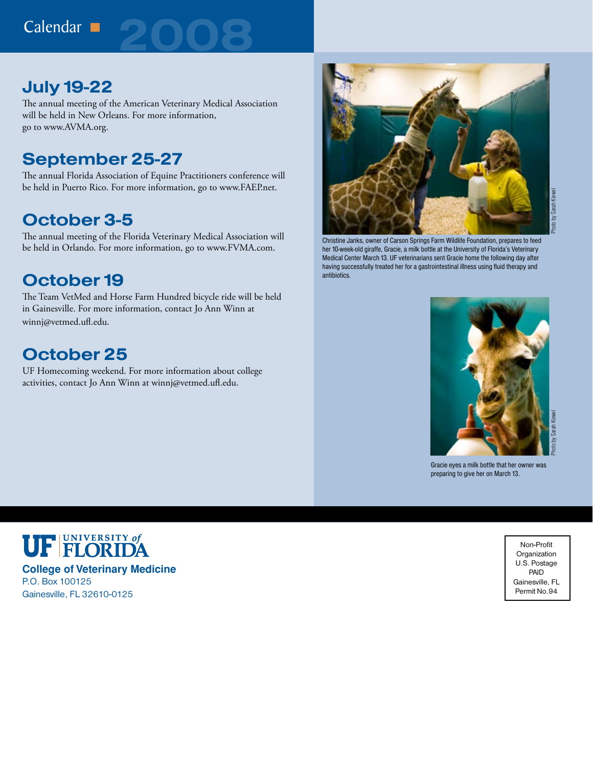# Calendar 2008

## July 19-22

The annual meeting of the American Veterinary Medical Association will be held in New Orleans. For more information, go to www.AVMA.org.

## September 25-27

The annual Florida Association of Equine Practitioners conference will be held in Puerto Rico. For more information, go to www.FAEP.net.

## October 3-5

The annual meeting of the Florida Veterinary Medical Association will be held in Orlando. For more information, go to www.FVMA.com.

## October 19

The Team VetMed and Horse Farm Hundred bicycle ride will be held in Gainesville. For more information, contact Jo Ann Winn at winnj@vetmed.ufl.edu.

## October 25

UF Homecoming weekend. For more information about college activities, contact Jo Ann Winn at winnj@vetmed.ufl.edu.

Photo by Sarah Kiewel

Christine Janks, owner of Carson Springs Farm Wildlife Foundation, prepares to feed her 10-week-old giraffe, Gracie, a milk bottle at the University of Florida's Veterinary Medical Center March 13. UF veterinarians sent Gracie home the following day after having successfully treated her for a gastrointestinal illness using fluid therapy and antibiotics.

Photo by Sarah Kiewel

Gracie eyes a milk bottle that her owner was preparing to give her on March 13.

UF UNIVERSITY of FLORIDA

**College of Veterinary Medicine**
P.O. Box 100125
Gainesville, FL 32610-0125

Non-Profit Organization
U.S. Postage
PAID
Gainesville, FL
Permit No. 94